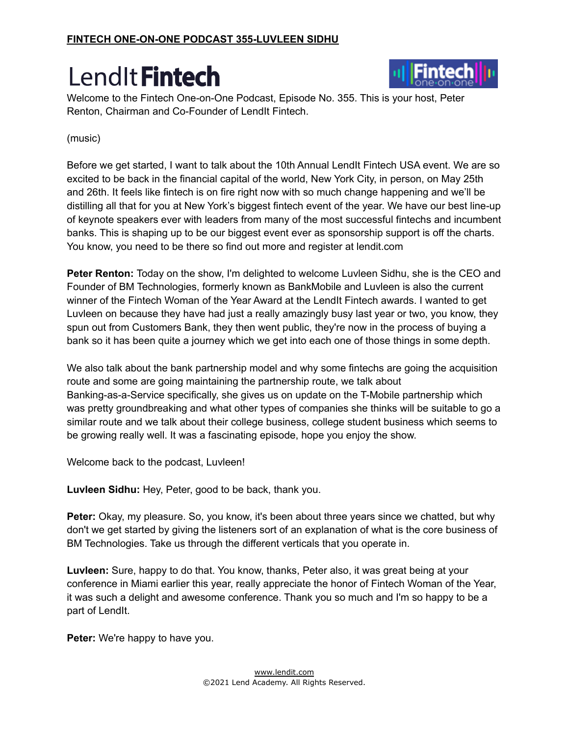**FINTECH ONE-ON-ONE PODCAST 355-LUVLEEN SIDHU**

Welcome to the Fintech One-on-One Podcast, Episode No. 355. This is your host, Peter Renton, Chairman and Co-Founder of LendIt Fintech.

(music)

Before we get started, I want to talk about the 10th Annual LendIt Fintech USA event. We are so excited to be back in the financial capital of the world, New York City, in person, on May 25th and 26th. It feels like fintech is on fire right now with so much change happening and we'll be distilling all that for you at New York's biggest fintech event of the year. We have our best line-up of keynote speakers ever with leaders from many of the most successful fintechs and incumbent banks. This is shaping up to be our biggest event ever as sponsorship support is off the charts. You know, you need to be there so find out more and register at lendit.com

**Peter Renton:** Today on the show, I'm delighted to welcome Luvleen Sidhu, she is the CEO and Founder of BM Technologies, formerly known as BankMobile and Luvleen is also the current winner of the Fintech Woman of the Year Award at the LendIt Fintech awards. I wanted to get Luvleen on because they have had just a really amazingly busy last year or two, you know, they spun out from Customers Bank, they then went public, they're now in the process of buying a bank so it has been quite a journey which we get into each one of those things in some depth.

We also talk about the bank partnership model and why some fintechs are going the acquisition route and some are going maintaining the partnership route, we talk about Banking-as-a-Service specifically, she gives us on update on the T-Mobile partnership which was pretty groundbreaking and what other types of companies she thinks will be suitable to go a similar route and we talk about their college business, college student business which seems to be growing really well. It was a fascinating episode, hope you enjoy the show.

Welcome back to the podcast, Luvleen!

**Luvleen Sidhu:** Hey, Peter, good to be back, thank you.

**Peter:** Okay, my pleasure. So, you know, it's been about three years since we chatted, but why don't we get started by giving the listeners sort of an explanation of what is the core business of BM Technologies. Take us through the different verticals that you operate in.

**Luvleen:** Sure, happy to do that. You know, thanks, Peter also, it was great being at your conference in Miami earlier this year, really appreciate the honor of Fintech Woman of the Year, it was such a delight and awesome conference. Thank you so much and I'm so happy to be a part of LendIt.

**Peter:** We're happy to have you.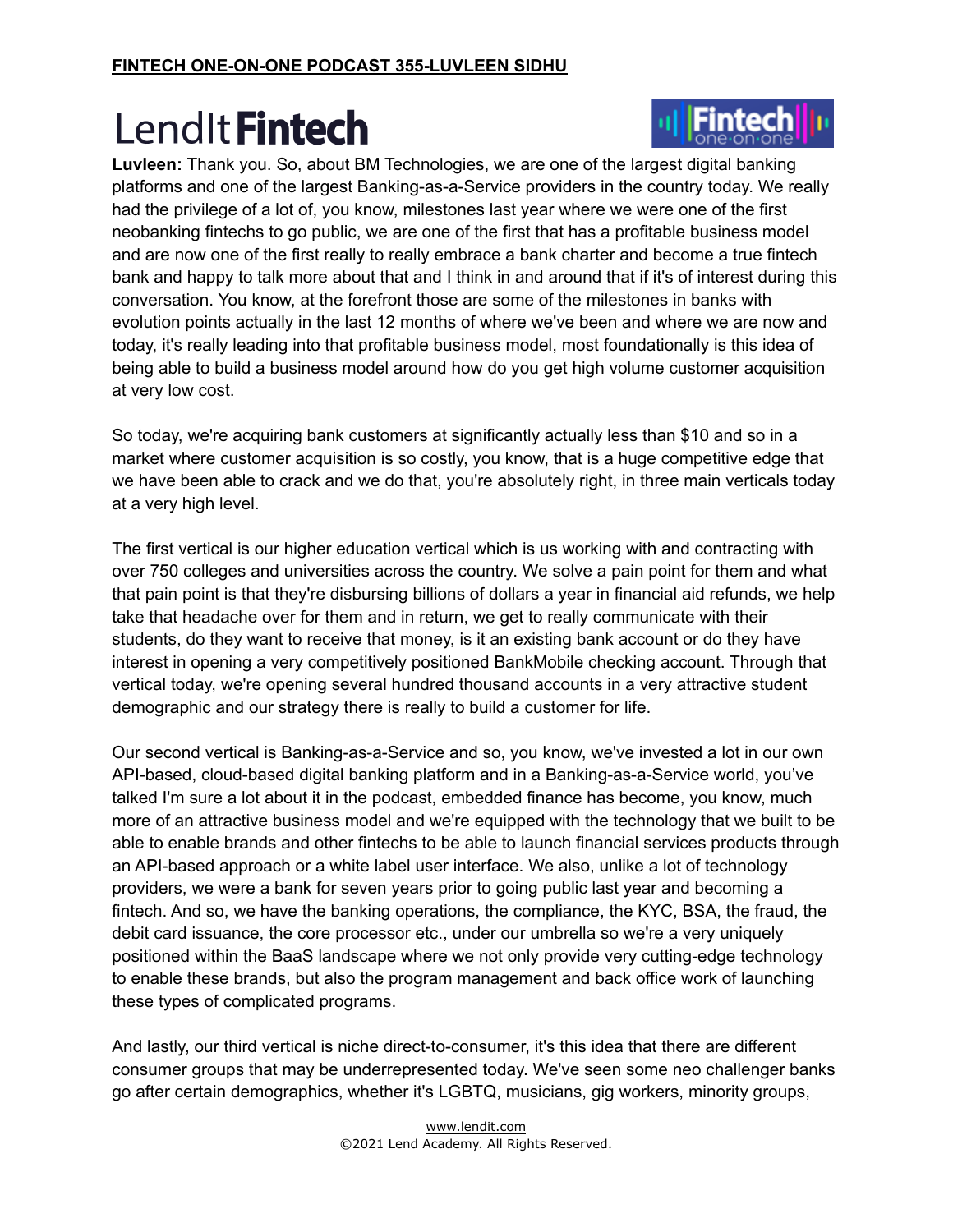**Luvleen:** Thank you. So, about BM Technologies, we are one of the largest digital banking platforms and one of the largest Banking-as-a-Service providers in the country today. We really had the privilege of a lot of, you know, milestones last year where we were one of the first neobanking fintechs to go public, we are one of the first that has a profitable business model and are now one of the first really to really embrace a bank charter and become a true fintech bank and happy to talk more about that and I think in and around that if it's of interest during this conversation. You know, at the forefront those are some of the milestones in banks with evolution points actually in the last 12 months of where we've been and where we are now and today, it's really leading into that profitable business model, most foundationally is this idea of being able to build a business model around how do you get high volume customer acquisition at very low cost.

So today, we're acquiring bank customers at significantly actually less than $10 and so in a market where customer acquisition is so costly, you know, that is a huge competitive edge that we have been able to crack and we do that, you're absolutely right, in three main verticals today at a very high level.

The first vertical is our higher education vertical which is us working with and contracting with over 750 colleges and universities across the country. We solve a pain point for them and what that pain point is that they're disbursing billions of dollars a year in financial aid refunds, we help take that headache over for them and in return, we get to really communicate with their students, do they want to receive that money, is it an existing bank account or do they have interest in opening a very competitively positioned BankMobile checking account. Through that vertical today, we're opening several hundred thousand accounts in a very attractive student demographic and our strategy there is really to build a customer for life.

Our second vertical is Banking-as-a-Service and so, you know, we've invested a lot in our own API-based, cloud-based digital banking platform and in a Banking-as-a-Service world, you've talked I'm sure a lot about it in the podcast, embedded finance has become, you know, much more of an attractive business model and we're equipped with the technology that we built to be able to enable brands and other fintechs to be able to launch financial services products through an API-based approach or a white label user interface. We also, unlike a lot of technology providers, we were a bank for seven years prior to going public last year and becoming a fintech. And so, we have the banking operations, the compliance, the KYC, BSA, the fraud, the debit card issuance, the core processor etc., under our umbrella so we're a very uniquely positioned within the BaaS landscape where we not only provide very cutting-edge technology to enable these brands, but also the program management and back office work of launching these types of complicated programs.

And lastly, our third vertical is niche direct-to-consumer, it's this idea that there are different consumer groups that may be underrepresented today. We've seen some neo challenger banks go after certain demographics, whether it's LGBTQ, musicians, gig workers, minority groups,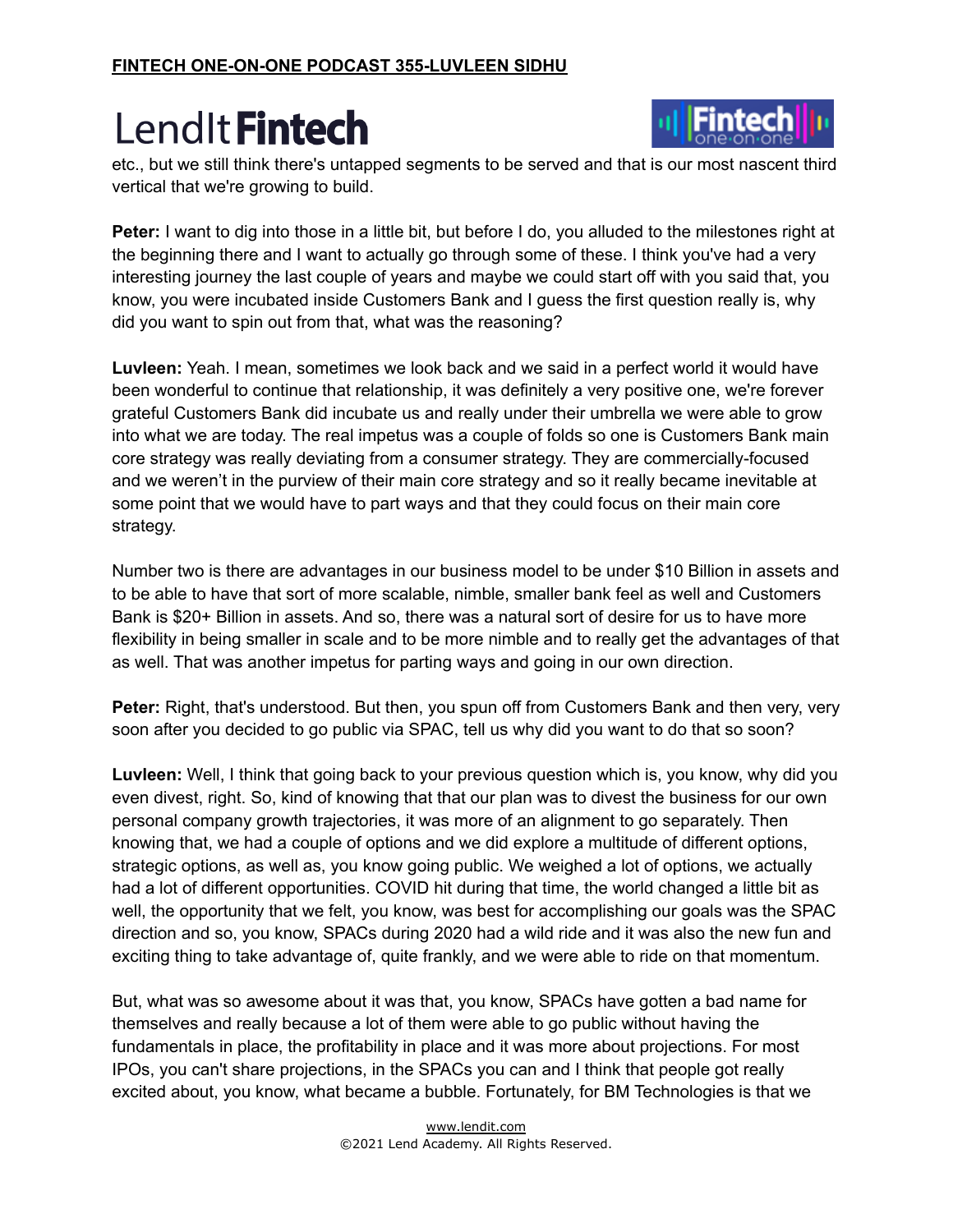etc., but we still think there's untapped segments to be served and that is our most nascent third vertical that we're growing to build.

**Peter:** I want to dig into those in a little bit, but before I do, you alluded to the milestones right at the beginning there and I want to actually go through some of these. I think you've had a very interesting journey the last couple of years and maybe we could start off with you said that, you know, you were incubated inside Customers Bank and I guess the first question really is, why did you want to spin out from that, what was the reasoning?

**Luvleen:** Yeah. I mean, sometimes we look back and we said in a perfect world it would have been wonderful to continue that relationship, it was definitely a very positive one, we're forever grateful Customers Bank did incubate us and really under their umbrella we were able to grow into what we are today. The real impetus was a couple of folds so one is Customers Bank main core strategy was really deviating from a consumer strategy. They are commercially-focused and we weren't in the purview of their main core strategy and so it really became inevitable at some point that we would have to part ways and that they could focus on their main core strategy.

Number two is there are advantages in our business model to be under $10 Billion in assets and to be able to have that sort of more scalable, nimble, smaller bank feel as well and Customers Bank is $20+ Billion in assets. And so, there was a natural sort of desire for us to have more flexibility in being smaller in scale and to be more nimble and to really get the advantages of that as well. That was another impetus for parting ways and going in our own direction.

**Peter:** Right, that's understood. But then, you spun off from Customers Bank and then very, very soon after you decided to go public via SPAC, tell us why did you want to do that so soon?

**Luvleen:** Well, I think that going back to your previous question which is, you know, why did you even divest, right. So, kind of knowing that that our plan was to divest the business for our own personal company growth trajectories, it was more of an alignment to go separately. Then knowing that, we had a couple of options and we did explore a multitude of different options, strategic options, as well as, you know going public. We weighed a lot of options, we actually had a lot of different opportunities. COVID hit during that time, the world changed a little bit as well, the opportunity that we felt, you know, was best for accomplishing our goals was the SPAC direction and so, you know, SPACs during 2020 had a wild ride and it was also the new fun and exciting thing to take advantage of, quite frankly, and we were able to ride on that momentum.

But, what was so awesome about it was that, you know, SPACs have gotten a bad name for themselves and really because a lot of them were able to go public without having the fundamentals in place, the profitability in place and it was more about projections. For most IPOs, you can't share projections, in the SPACs you can and I think that people got really excited about, you know, what became a bubble. Fortunately, for BM Technologies is that we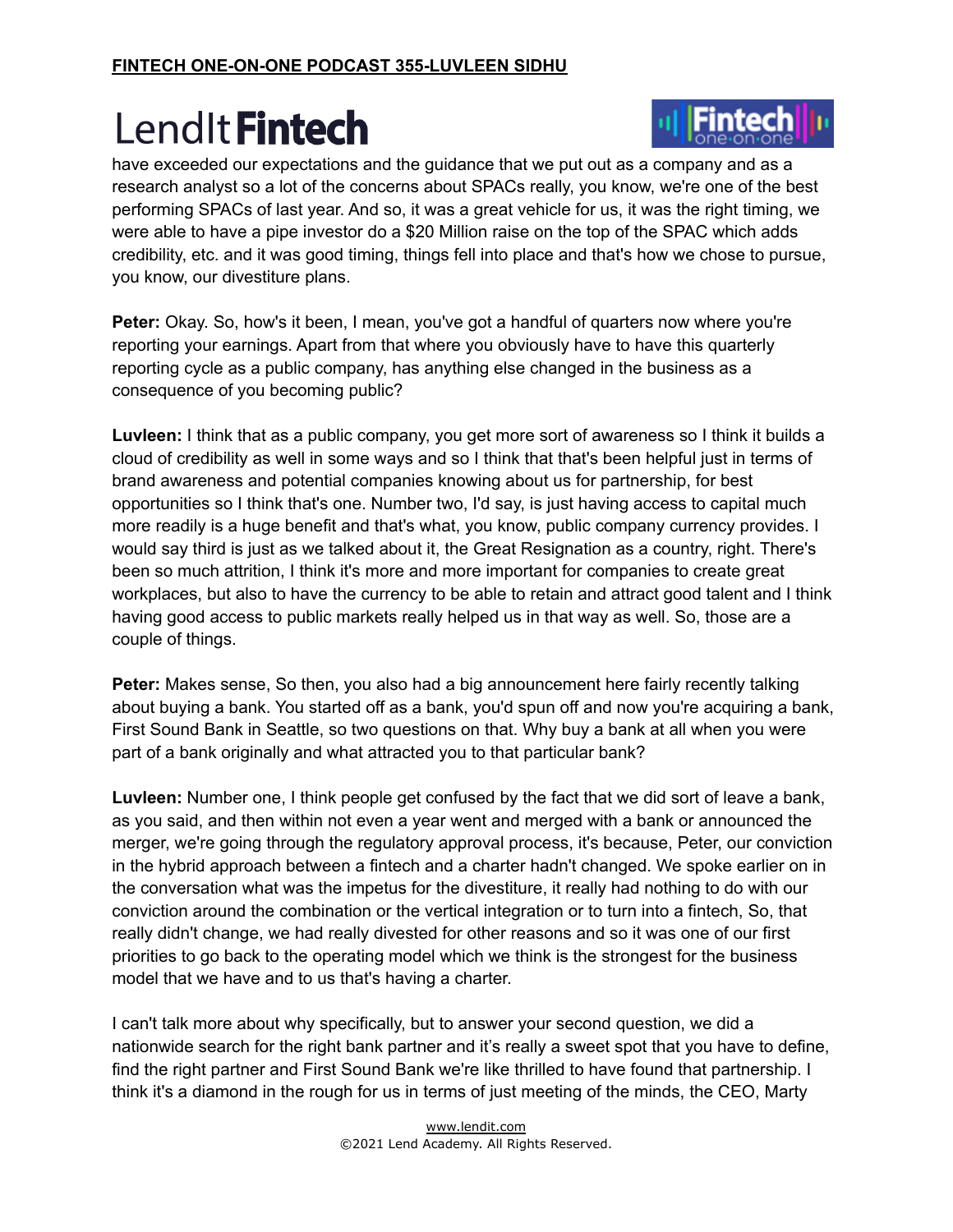have exceeded our expectations and the guidance that we put out as a company and as a research analyst so a lot of the concerns about SPACs really, you know, we're one of the best performing SPACs of last year. And so, it was a great vehicle for us, it was the right timing, we were able to have a pipe investor do a $20 Million raise on the top of the SPAC which adds credibility, etc. and it was good timing, things fell into place and that's how we chose to pursue, you know, our divestiture plans.

**Peter:** Okay. So, how's it been, I mean, you've got a handful of quarters now where you're reporting your earnings. Apart from that where you obviously have to have this quarterly reporting cycle as a public company, has anything else changed in the business as a consequence of you becoming public?

**Luvleen:** I think that as a public company, you get more sort of awareness so I think it builds a cloud of credibility as well in some ways and so I think that that's been helpful just in terms of brand awareness and potential companies knowing about us for partnership, for best opportunities so I think that's one. Number two, I'd say, is just having access to capital much more readily is a huge benefit and that's what, you know, public company currency provides. I would say third is just as we talked about it, the Great Resignation as a country, right. There's been so much attrition, I think it's more and more important for companies to create great workplaces, but also to have the currency to be able to retain and attract good talent and I think having good access to public markets really helped us in that way as well. So, those are a couple of things.

**Peter:** Makes sense, So then, you also had a big announcement here fairly recently talking about buying a bank. You started off as a bank, you'd spun off and now you're acquiring a bank, First Sound Bank in Seattle, so two questions on that. Why buy a bank at all when you were part of a bank originally and what attracted you to that particular bank?

**Luvleen:** Number one, I think people get confused by the fact that we did sort of leave a bank, as you said, and then within not even a year went and merged with a bank or announced the merger, we're going through the regulatory approval process, it's because, Peter, our conviction in the hybrid approach between a fintech and a charter hadn't changed. We spoke earlier on in the conversation what was the impetus for the divestiture, it really had nothing to do with our conviction around the combination or the vertical integration or to turn into a fintech, So, that really didn't change, we had really divested for other reasons and so it was one of our first priorities to go back to the operating model which we think is the strongest for the business model that we have and to us that's having a charter.

I can't talk more about why specifically, but to answer your second question, we did a nationwide search for the right bank partner and it's really a sweet spot that you have to define, find the right partner and First Sound Bank we're like thrilled to have found that partnership. I think it's a diamond in the rough for us in terms of just meeting of the minds, the CEO, Marty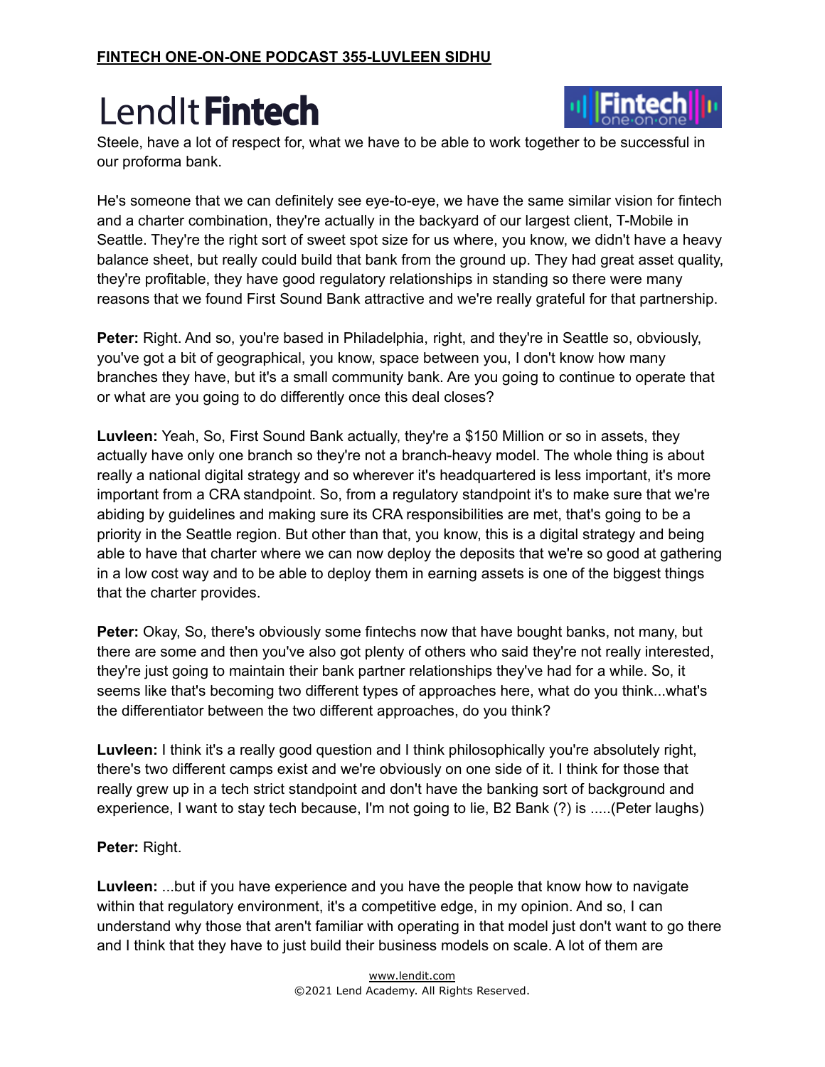Steele, have a lot of respect for, what we have to be able to work together to be successful in our proforma bank.

He's someone that we can definitely see eye-to-eye, we have the same similar vision for fintech and a charter combination, they're actually in the backyard of our largest client, T-Mobile in Seattle. They're the right sort of sweet spot size for us where, you know, we didn't have a heavy balance sheet, but really could build that bank from the ground up. They had great asset quality, they're profitable, they have good regulatory relationships in standing so there were many reasons that we found First Sound Bank attractive and we're really grateful for that partnership.

**Peter:** Right. And so, you're based in Philadelphia, right, and they're in Seattle so, obviously, you've got a bit of geographical, you know, space between you, I don't know how many branches they have, but it's a small community bank. Are you going to continue to operate that or what are you going to do differently once this deal closes?

**Luvleen:** Yeah, So, First Sound Bank actually, they're a $150 Million or so in assets, they actually have only one branch so they're not a branch-heavy model. The whole thing is about really a national digital strategy and so wherever it's headquartered is less important, it's more important from a CRA standpoint. So, from a regulatory standpoint it's to make sure that we're abiding by guidelines and making sure its CRA responsibilities are met, that's going to be a priority in the Seattle region. But other than that, you know, this is a digital strategy and being able to have that charter where we can now deploy the deposits that we're so good at gathering in a low cost way and to be able to deploy them in earning assets is one of the biggest things that the charter provides.

**Peter:** Okay, So, there's obviously some fintechs now that have bought banks, not many, but there are some and then you've also got plenty of others who said they're not really interested, they're just going to maintain their bank partner relationships they've had for a while. So, it seems like that's becoming two different types of approaches here, what do you think...what's the differentiator between the two different approaches, do you think?

**Luvleen:** I think it's a really good question and I think philosophically you're absolutely right, there's two different camps exist and we're obviously on one side of it. I think for those that really grew up in a tech strict standpoint and don't have the banking sort of background and experience, I want to stay tech because, I'm not going to lie, B2 Bank (?) is .....(Peter laughs)

**Peter:** Right.

**Luvleen:** ...but if you have experience and you have the people that know how to navigate within that regulatory environment, it's a competitive edge, in my opinion. And so, I can understand why those that aren't familiar with operating in that model just don't want to go there and I think that they have to just build their business models on scale. A lot of them are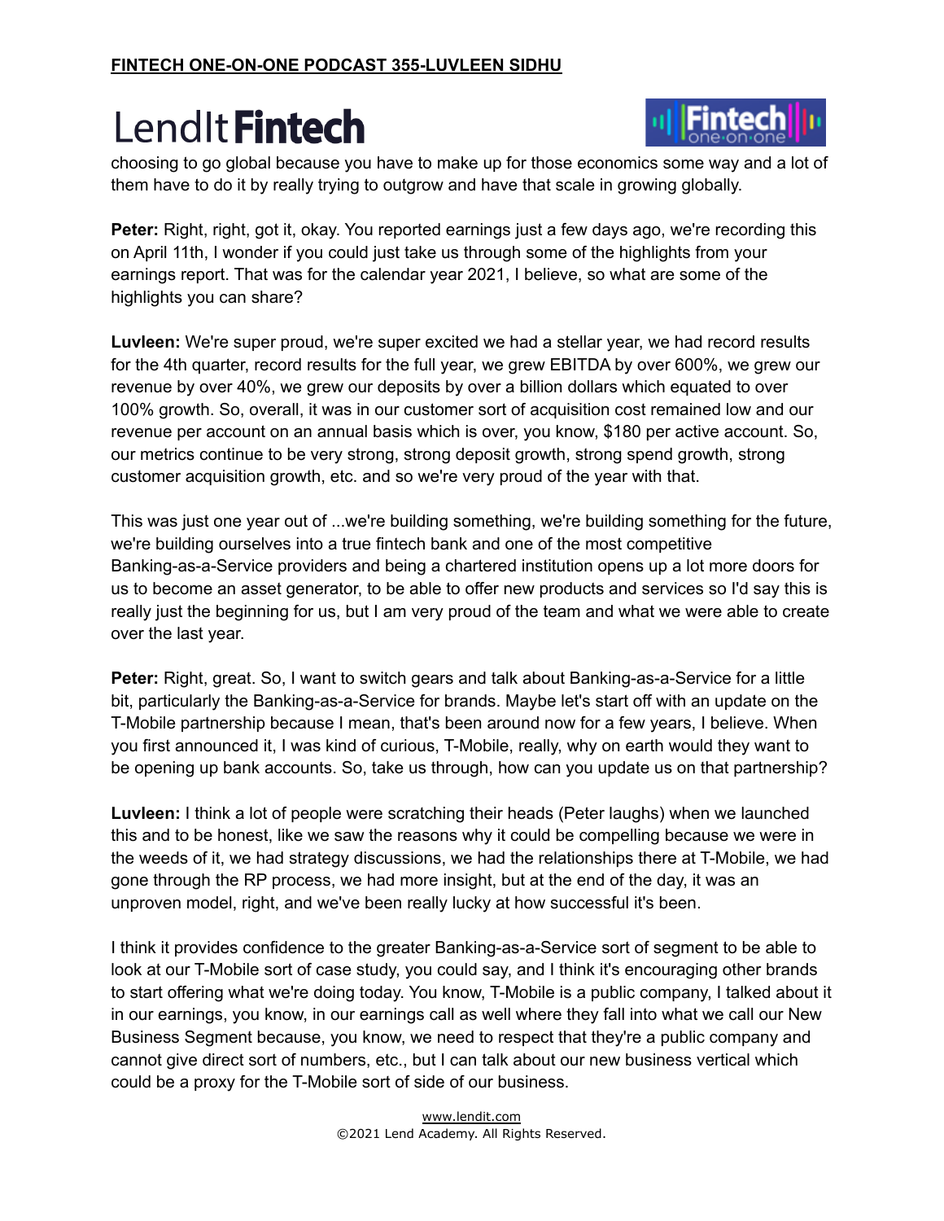choosing to go global because you have to make up for those economics some way and a lot of them have to do it by really trying to outgrow and have that scale in growing globally.

**Peter:** Right, right, got it, okay. You reported earnings just a few days ago, we're recording this on April 11th, I wonder if you could just take us through some of the highlights from your earnings report. That was for the calendar year 2021, I believe, so what are some of the highlights you can share?

**Luvleen:** We're super proud, we're super excited we had a stellar year, we had record results for the 4th quarter, record results for the full year, we grew EBITDA by over 600%, we grew our revenue by over 40%, we grew our deposits by over a billion dollars which equated to over 100% growth. So, overall, it was in our customer sort of acquisition cost remained low and our revenue per account on an annual basis which is over, you know, $180 per active account. So, our metrics continue to be very strong, strong deposit growth, strong spend growth, strong customer acquisition growth, etc. and so we're very proud of the year with that.

This was just one year out of ...we're building something, we're building something for the future, we're building ourselves into a true fintech bank and one of the most competitive Banking-as-a-Service providers and being a chartered institution opens up a lot more doors for us to become an asset generator, to be able to offer new products and services so I'd say this is really just the beginning for us, but I am very proud of the team and what we were able to create over the last year.

**Peter:** Right, great. So, I want to switch gears and talk about Banking-as-a-Service for a little bit, particularly the Banking-as-a-Service for brands. Maybe let's start off with an update on the T-Mobile partnership because I mean, that's been around now for a few years, I believe. When you first announced it, I was kind of curious, T-Mobile, really, why on earth would they want to be opening up bank accounts. So, take us through, how can you update us on that partnership?

**Luvleen:** I think a lot of people were scratching their heads (Peter laughs) when we launched this and to be honest, like we saw the reasons why it could be compelling because we were in the weeds of it, we had strategy discussions, we had the relationships there at T-Mobile, we had gone through the RP process, we had more insight, but at the end of the day, it was an unproven model, right, and we've been really lucky at how successful it's been.

I think it provides confidence to the greater Banking-as-a-Service sort of segment to be able to look at our T-Mobile sort of case study, you could say, and I think it's encouraging other brands to start offering what we're doing today. You know, T-Mobile is a public company, I talked about it in our earnings, you know, in our earnings call as well where they fall into what we call our New Business Segment because, you know, we need to respect that they're a public company and cannot give direct sort of numbers, etc., but I can talk about our new business vertical which could be a proxy for the T-Mobile sort of side of our business.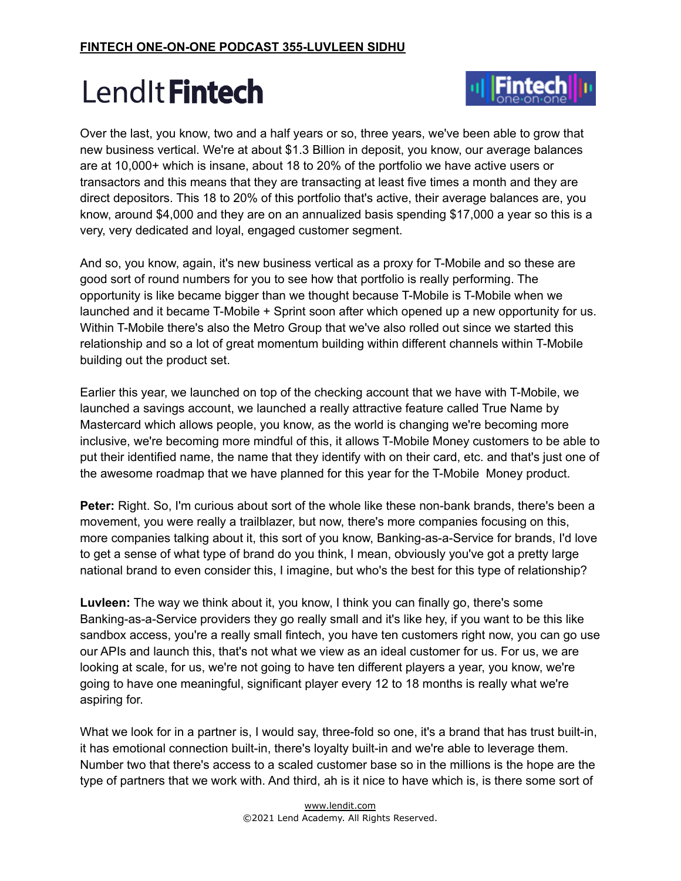Over the last, you know, two and a half years or so, three years, we've been able to grow that new business vertical. We're at about $1.3 Billion in deposit, you know, our average balances are at 10,000+ which is insane, about 18 to 20% of the portfolio we have active users or transactors and this means that they are transacting at least five times a month and they are direct depositors. This 18 to 20% of this portfolio that's active, their average balances are, you know, around $4,000 and they are on an annualized basis spending $17,000 a year so this is a very, very dedicated and loyal, engaged customer segment.

And so, you know, again, it's new business vertical as a proxy for T-Mobile and so these are good sort of round numbers for you to see how that portfolio is really performing. The opportunity is like became bigger than we thought because T-Mobile is T-Mobile when we launched and it became T-Mobile + Sprint soon after which opened up a new opportunity for us. Within T-Mobile there's also the Metro Group that we've also rolled out since we started this relationship and so a lot of great momentum building within different channels within T-Mobile building out the product set.

Earlier this year, we launched on top of the checking account that we have with T-Mobile, we launched a savings account, we launched a really attractive feature called True Name by Mastercard which allows people, you know, as the world is changing we're becoming more inclusive, we're becoming more mindful of this, it allows T-Mobile Money customers to be able to put their identified name, the name that they identify with on their card, etc. and that's just one of the awesome roadmap that we have planned for this year for the T-Mobile Money product.

**Peter:** Right. So, I'm curious about sort of the whole like these non-bank brands, there's been a movement, you were really a trailblazer, but now, there's more companies focusing on this, more companies talking about it, this sort of you know, Banking-as-a-Service for brands, I'd love to get a sense of what type of brand do you think, I mean, obviously you've got a pretty large national brand to even consider this, I imagine, but who's the best for this type of relationship?

**Luvleen:** The way we think about it, you know, I think you can finally go, there's some Banking-as-a-Service providers they go really small and it's like hey, if you want to be this like sandbox access, you're a really small fintech, you have ten customers right now, you can go use our APIs and launch this, that's not what we view as an ideal customer for us. For us, we are looking at scale, for us, we're not going to have ten different players a year, you know, we're going to have one meaningful, significant player every 12 to 18 months is really what we're aspiring for.

What we look for in a partner is, I would say, three-fold so one, it's a brand that has trust built-in, it has emotional connection built-in, there's loyalty built-in and we're able to leverage them. Number two that there's access to a scaled customer base so in the millions is the hope are the type of partners that we work with. And third, ah is it nice to have which is, is there some sort of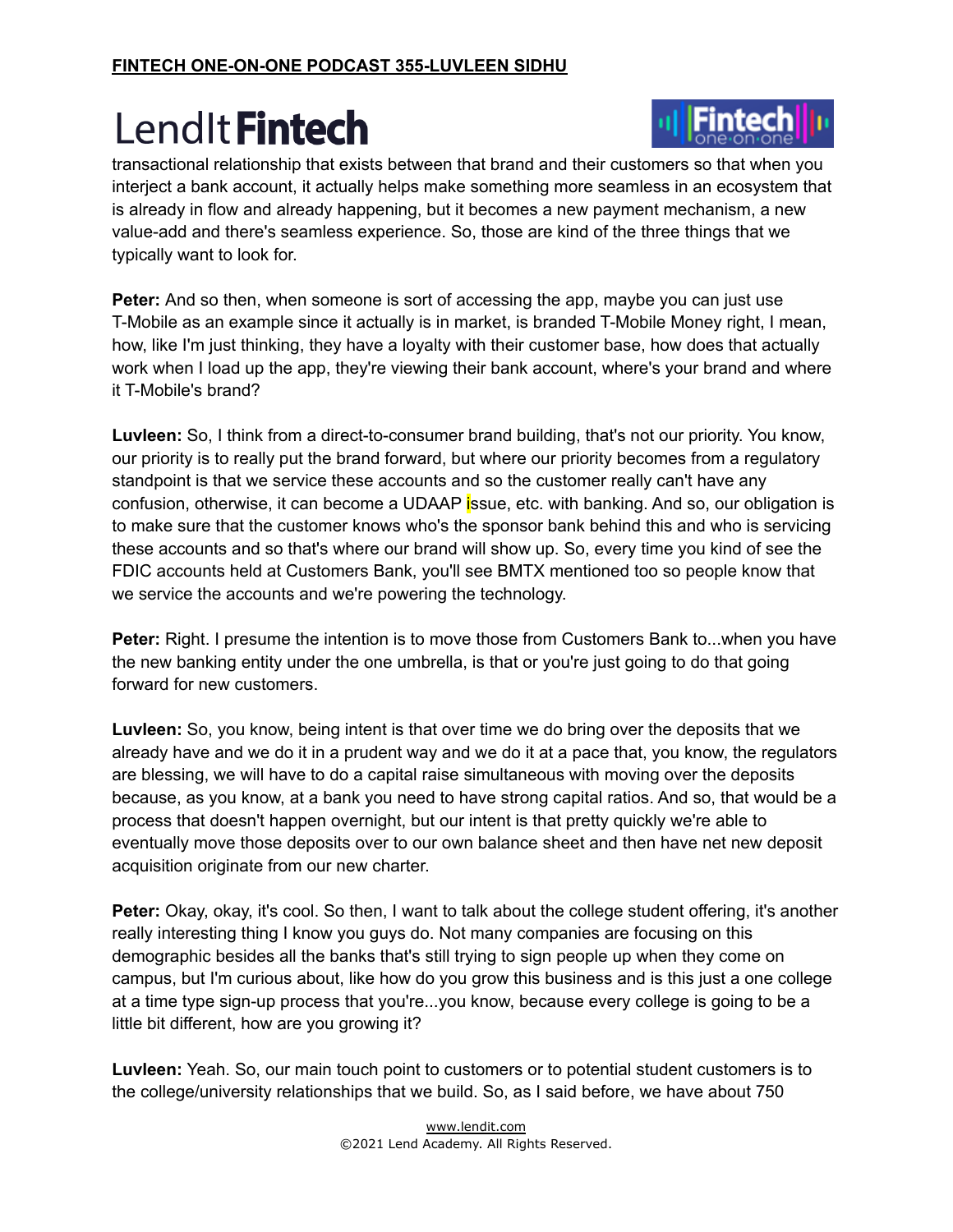transactional relationship that exists between that brand and their customers so that when you interject a bank account, it actually helps make something more seamless in an ecosystem that is already in flow and already happening, but it becomes a new payment mechanism, a new value-add and there's seamless experience. So, those are kind of the three things that we typically want to look for.

**Peter:** And so then, when someone is sort of accessing the app, maybe you can just use T-Mobile as an example since it actually is in market, is branded T-Mobile Money right, I mean, how, like I'm just thinking, they have a loyalty with their customer base, how does that actually work when I load up the app, they're viewing their bank account, where's your brand and where it T-Mobile's brand?

**Luvleen:** So, I think from a direct-to-consumer brand building, that's not our priority. You know, our priority is to really put the brand forward, but where our priority becomes from a regulatory standpoint is that we service these accounts and so the customer really can't have any confusion, otherwise, it can become a UDAAP issue, etc. with banking. And so, our obligation is to make sure that the customer knows who's the sponsor bank behind this and who is servicing these accounts and so that's where our brand will show up. So, every time you kind of see the FDIC accounts held at Customers Bank, you'll see BMTX mentioned too so people know that we service the accounts and we're powering the technology.

**Peter:** Right. I presume the intention is to move those from Customers Bank to...when you have the new banking entity under the one umbrella, is that or you're just going to do that going forward for new customers.

**Luvleen:** So, you know, being intent is that over time we do bring over the deposits that we already have and we do it in a prudent way and we do it at a pace that, you know, the regulators are blessing, we will have to do a capital raise simultaneous with moving over the deposits because, as you know, at a bank you need to have strong capital ratios. And so, that would be a process that doesn't happen overnight, but our intent is that pretty quickly we're able to eventually move those deposits over to our own balance sheet and then have net new deposit acquisition originate from our new charter.

**Peter:** Okay, okay, it's cool. So then, I want to talk about the college student offering, it's another really interesting thing I know you guys do. Not many companies are focusing on this demographic besides all the banks that's still trying to sign people up when they come on campus, but I'm curious about, like how do you grow this business and is this just a one college at a time type sign-up process that you're...you know, because every college is going to be a little bit different, how are you growing it?

**Luvleen:** Yeah. So, our main touch point to customers or to potential student customers is to the college/university relationships that we build. So, as I said before, we have about 750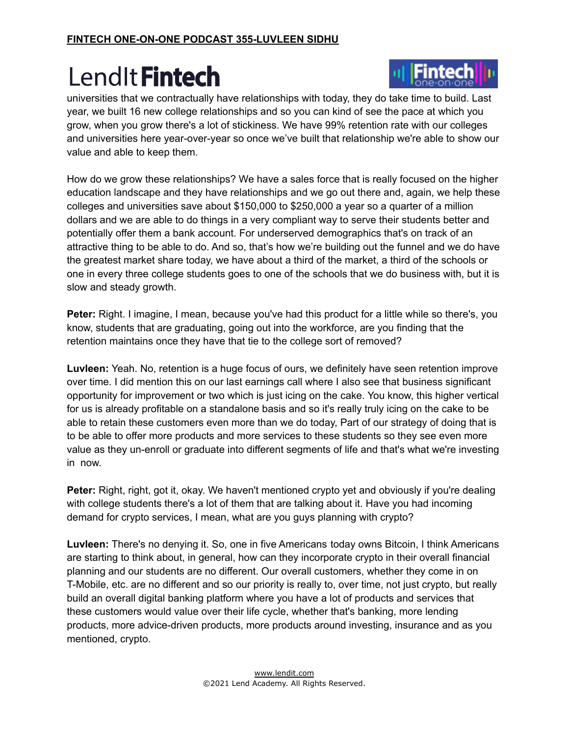universities that we contractually have relationships with today, they do take time to build. Last year, we built 16 new college relationships and so you can kind of see the pace at which you grow, when you grow there's a lot of stickiness. We have 99% retention rate with our colleges and universities here year-over-year so once we've built that relationship we're able to show our value and able to keep them.

How do we grow these relationships? We have a sales force that is really focused on the higher education landscape and they have relationships and we go out there and, again, we help these colleges and universities save about $150,000 to $250,000 a year so a quarter of a million dollars and we are able to do things in a very compliant way to serve their students better and potentially offer them a bank account. For underserved demographics that's on track of an attractive thing to be able to do. And so, that's how we're building out the funnel and we do have the greatest market share today, we have about a third of the market, a third of the schools or one in every three college students goes to one of the schools that we do business with, but it is slow and steady growth.

**Peter:** Right. I imagine, I mean, because you've had this product for a little while so there's, you know, students that are graduating, going out into the workforce, are you finding that the retention maintains once they have that tie to the college sort of removed?

**Luvleen:** Yeah. No, retention is a huge focus of ours, we definitely have seen retention improve over time. I did mention this on our last earnings call where I also see that business significant opportunity for improvement or two which is just icing on the cake. You know, this higher vertical for us is already profitable on a standalone basis and so it's really truly icing on the cake to be able to retain these customers even more than we do today, Part of our strategy of doing that is to be able to offer more products and more services to these students so they see even more value as they un-enroll or graduate into different segments of life and that's what we're investing in now.

**Peter:** Right, right, got it, okay. We haven't mentioned crypto yet and obviously if you're dealing with college students there's a lot of them that are talking about it. Have you had incoming demand for crypto services, I mean, what are you guys planning with crypto?

**Luvleen:** There's no denying it. So, one in five Americans today owns Bitcoin, I think Americans are starting to think about, in general, how can they incorporate crypto in their overall financial planning and our students are no different. Our overall customers, whether they come in on T-Mobile, etc. are no different and so our priority is really to, over time, not just crypto, but really build an overall digital banking platform where you have a lot of products and services that these customers would value over their life cycle, whether that's banking, more lending products, more advice-driven products, more products around investing, insurance and as you mentioned, crypto.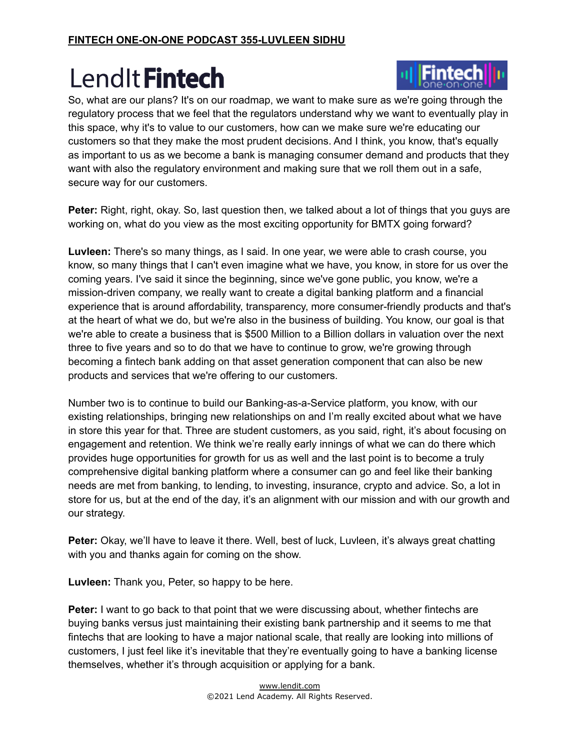So, what are our plans? It's on our roadmap, we want to make sure as we're going through the regulatory process that we feel that the regulators understand why we want to eventually play in this space, why it's to value to our customers, how can we make sure we're educating our customers so that they make the most prudent decisions. And I think, you know, that's equally as important to us as we become a bank is managing consumer demand and products that they want with also the regulatory environment and making sure that we roll them out in a safe, secure way for our customers.

**Peter:** Right, right, okay. So, last question then, we talked about a lot of things that you guys are working on, what do you view as the most exciting opportunity for BMTX going forward?

**Luvleen:** There's so many things, as I said. In one year, we were able to crash course, you know, so many things that I can't even imagine what we have, you know, in store for us over the coming years. I've said it since the beginning, since we've gone public, you know, we're a mission-driven company, we really want to create a digital banking platform and a financial experience that is around affordability, transparency, more consumer-friendly products and that's at the heart of what we do, but we're also in the business of building. You know, our goal is that we're able to create a business that is $500 Million to a Billion dollars in valuation over the next three to five years and so to do that we have to continue to grow, we're growing through becoming a fintech bank adding on that asset generation component that can also be new products and services that we're offering to our customers.

Number two is to continue to build our Banking-as-a-Service platform, you know, with our existing relationships, bringing new relationships on and I'm really excited about what we have in store this year for that. Three are student customers, as you said, right, it's about focusing on engagement and retention. We think we're really early innings of what we can do there which provides huge opportunities for growth for us as well and the last point is to become a truly comprehensive digital banking platform where a consumer can go and feel like their banking needs are met from banking, to lending, to investing, insurance, crypto and advice. So, a lot in store for us, but at the end of the day, it's an alignment with our mission and with our growth and our strategy.

**Peter:** Okay, we'll have to leave it there. Well, best of luck, Luvleen, it's always great chatting with you and thanks again for coming on the show.

**Luvleen:** Thank you, Peter, so happy to be here.

**Peter:** I want to go back to that point that we were discussing about, whether fintechs are buying banks versus just maintaining their existing bank partnership and it seems to me that fintechs that are looking to have a major national scale, that really are looking into millions of customers, I just feel like it's inevitable that they're eventually going to have a banking license themselves, whether it's through acquisition or applying for a bank.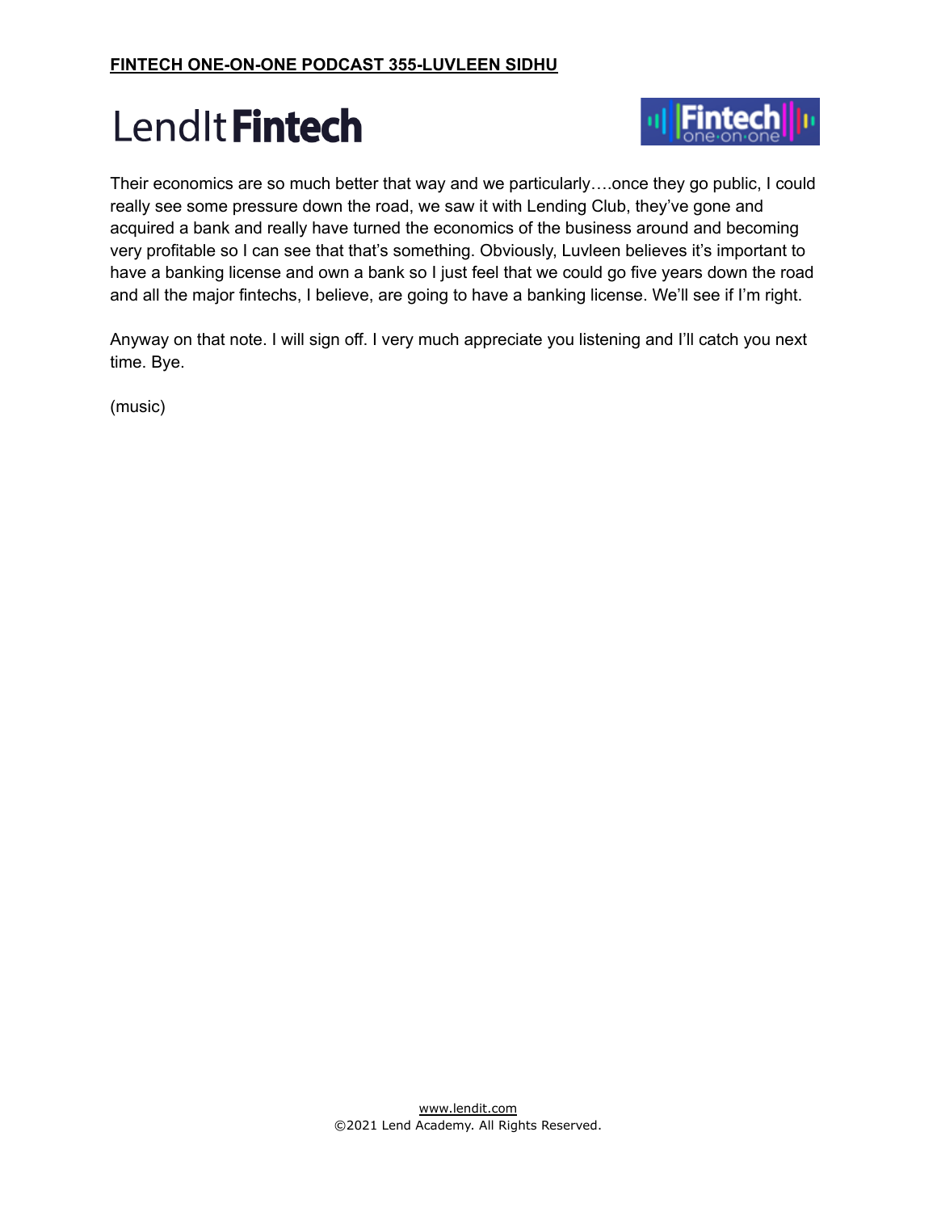Their economics are so much better that way and we particularly….once they go public, I could really see some pressure down the road, we saw it with Lending Club, they've gone and acquired a bank and really have turned the economics of the business around and becoming very profitable so I can see that that's something. Obviously, Luvleen believes it's important to have a banking license and own a bank so I just feel that we could go five years down the road and all the major fintechs, I believe, are going to have a banking license. We'll see if I'm right.

Anyway on that note. I will sign off. I very much appreciate you listening and I'll catch you next time. Bye.

(music)